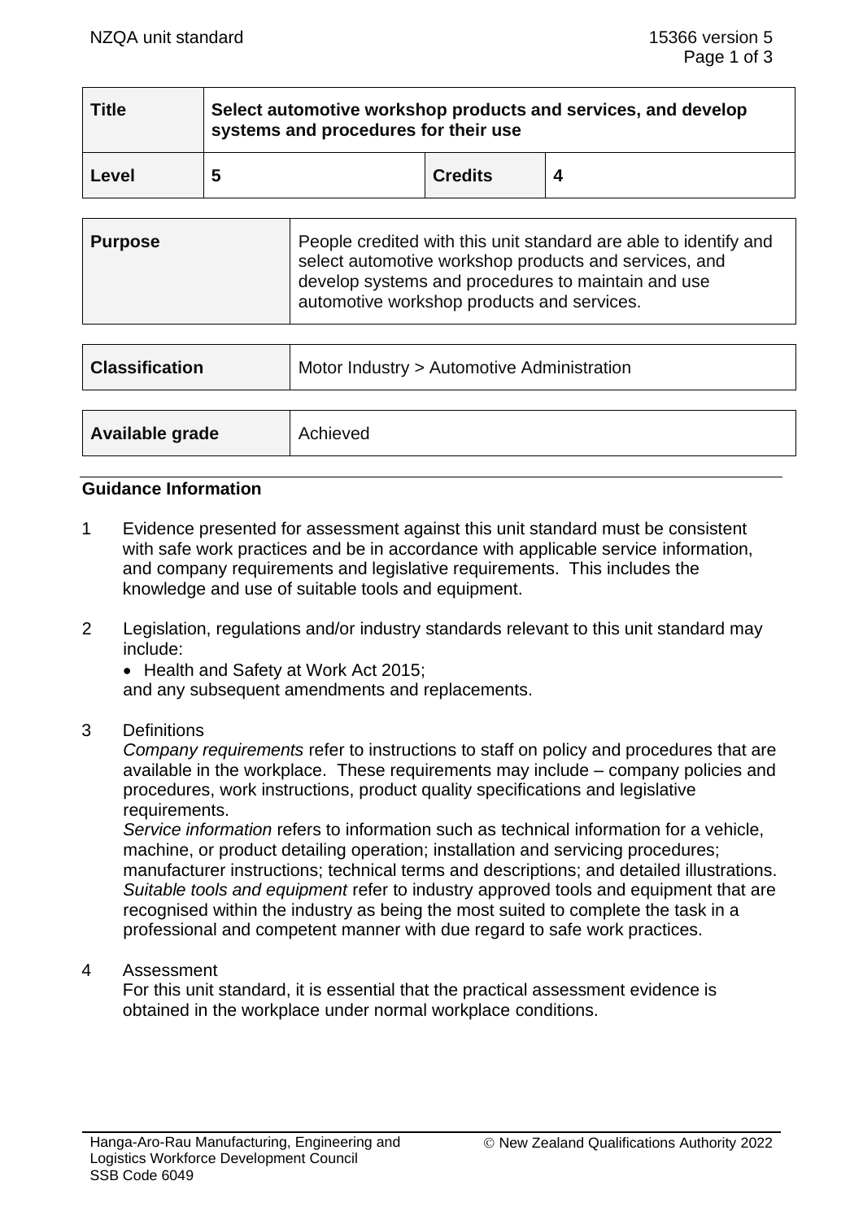| Title | Select automotive workshop products and services, and develop systems and procedures for their use | | |
|---|---|---|---|
| **Level** | **5** | **Credits** | **4** |

| **Purpose** | People credited with this unit standard are able to identify and select automotive workshop products and services, and develop systems and procedures to maintain and use automotive workshop products and services. |
|---|---|

| **Classification** | Motor Industry > Automotive Administration |
|---|---|

| **Available grade** | Achieved |
|---|---|

## Guidance Information

1. Evidence presented for assessment against this unit standard must be consistent with safe work practices and be in accordance with applicable service information, and company requirements and legislative requirements. This includes the knowledge and use of suitable tools and equipment.

2. Legislation, regulations and/or industry standards relevant to this unit standard may include:
   - Health and Safety at Work Act 2015;

   and any subsequent amendments and replacements.

3. Definitions

   *Company requirements* refer to instructions to staff on policy and procedures that are available in the workplace. These requirements may include – company policies and procedures, work instructions, product quality specifications and legislative requirements.

   *Service information* refers to information such as technical information for a vehicle, machine, or product detailing operation; installation and servicing procedures; manufacturer instructions; technical terms and descriptions; and detailed illustrations.

   *Suitable tools and equipment* refer to industry approved tools and equipment that are recognised within the industry as being the most suited to complete the task in a professional and competent manner with due regard to safe work practices.

4. Assessment

   For this unit standard, it is essential that the practical assessment evidence is obtained in the workplace under normal workplace conditions.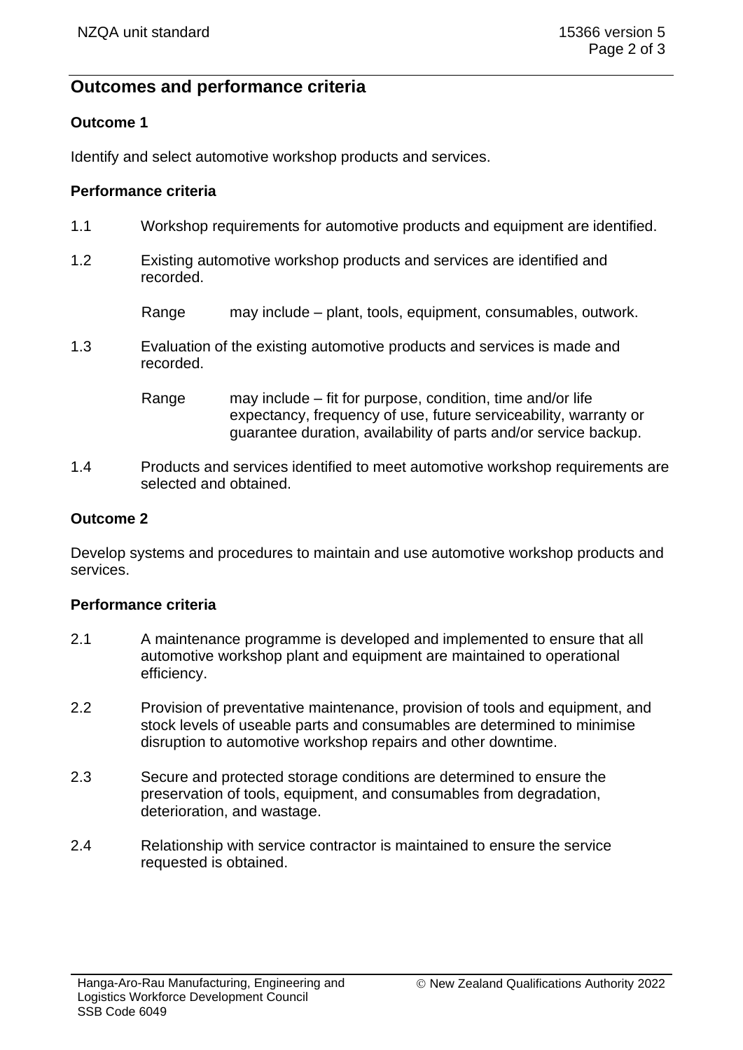## Outcomes and performance criteria

### Outcome 1

Identify and select automotive workshop products and services.

#### Performance criteria

1.1 Workshop requirements for automotive products and equipment are identified.

1.2 Existing automotive workshop products and services are identified and recorded.

Range may include – plant, tools, equipment, consumables, outwork.

1.3 Evaluation of the existing automotive products and services is made and recorded.

Range may include – fit for purpose, condition, time and/or life expectancy, frequency of use, future serviceability, warranty or guarantee duration, availability of parts and/or service backup.

1.4 Products and services identified to meet automotive workshop requirements are selected and obtained.

### Outcome 2

Develop systems and procedures to maintain and use automotive workshop products and services.

#### Performance criteria

2.1 A maintenance programme is developed and implemented to ensure that all automotive workshop plant and equipment are maintained to operational efficiency.

2.2 Provision of preventative maintenance, provision of tools and equipment, and stock levels of useable parts and consumables are determined to minimise disruption to automotive workshop repairs and other downtime.

2.3 Secure and protected storage conditions are determined to ensure the preservation of tools, equipment, and consumables from degradation, deterioration, and wastage.

2.4 Relationship with service contractor is maintained to ensure the service requested is obtained.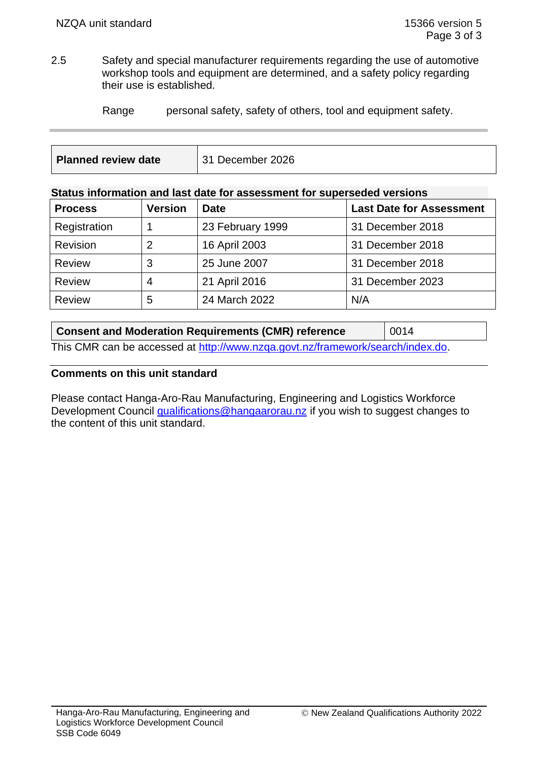2.5 Safety and special manufacturer requirements regarding the use of automotive workshop tools and equipment are determined, and a safety policy regarding their use is established.

Range personal safety, safety of others, tool and equipment safety.

| | |
|---|---|
| **Planned review date** | 31 December 2026 |

**Status information and last date for assessment for superseded versions**

| Process | Version | Date | Last Date for Assessment |
|---|---|---|---|
| Registration | 1 | 23 February 1999 | 31 December 2018 |
| Revision | 2 | 16 April 2003 | 31 December 2018 |
| Review | 3 | 25 June 2007 | 31 December 2018 |
| Review | 4 | 21 April 2016 | 31 December 2023 |
| Review | 5 | 24 March 2022 | N/A |

| | |
|---|---|
| **Consent and Moderation Requirements (CMR) reference** | 0014 |

This CMR can be accessed at http://www.nzqa.govt.nz/framework/search/index.do.

**Comments on this unit standard**

Please contact Hanga-Aro-Rau Manufacturing, Engineering and Logistics Workforce Development Council qualifications@hangaarorau.nz if you wish to suggest changes to the content of this unit standard.